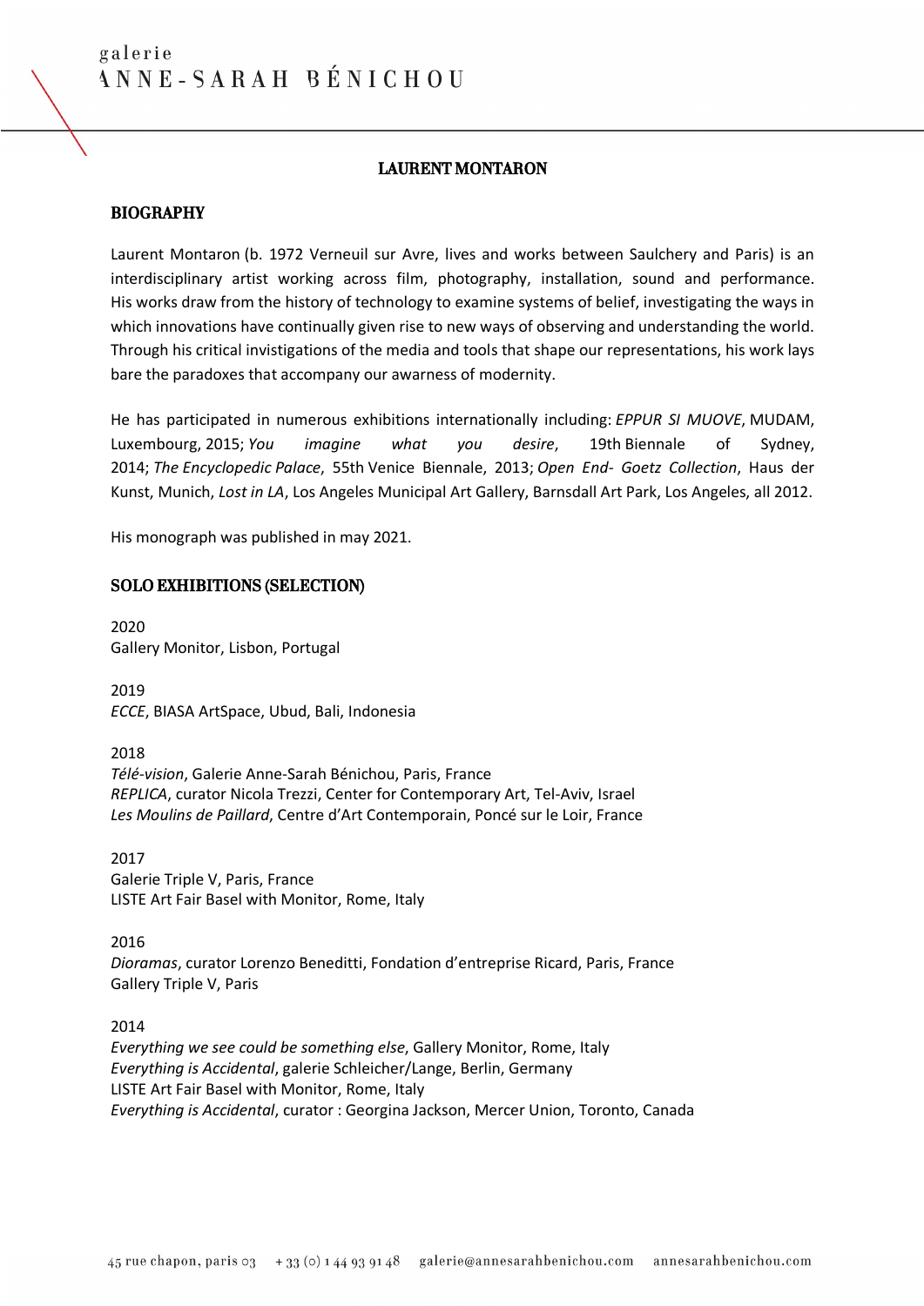# LAURENT MONTARON

## BIOGRAPHY

Laurent Montaron (b. 1972 Verneuil sur Avre, lives and works between Saulchery and Paris) is an interdisciplinary artist working across film, photography, installation, sound and performance. His works draw from the history of technology to examine systems of belief, investigating the ways in which innovations have continually given rise to new ways of observing and understanding the world. Through his critical invistigations of the media and tools that shape our representations, his work lays bare the paradoxes that accompany our awarness of modernity.

He has participated in numerous exhibitions internationally including: *EPPUR SI MUOVE*, MUDAM, Luxembourg, 2015; *You imagine what you desire*, 19th Biennale of Sydney, 2014; *The Encyclopedic Palace*, 55th Venice Biennale, 2013; *Open End- Goetz Collection*, Haus der Kunst, Munich, *Lost in LA*, Los Angeles Municipal Art Gallery, Barnsdall Art Park, Los Angeles, all 2012.

His monograph was published in may 2021.

## SOLO EXHIBITIONS (SELECTION)

2020
Gallery Monitor, Lisbon, Portugal

2019
*ECCE*, BIASA ArtSpace, Ubud, Bali, Indonesia

2018
*Télé-vision*, Galerie Anne-Sarah Bénichou, Paris, France
*REPLICA*, curator Nicola Trezzi, Center for Contemporary Art, Tel-Aviv, Israel
*Les Moulins de Paillard*, Centre d'Art Contemporain, Poncé sur le Loir, France

2017
Galerie Triple V, Paris, France
LISTE Art Fair Basel with Monitor, Rome, Italy

2016
*Dioramas*, curator Lorenzo Beneditti, Fondation d'entreprise Ricard, Paris, France
Gallery Triple V, Paris

2014
*Everything we see could be something else*, Gallery Monitor, Rome, Italy
*Everything is Accidental*, galerie Schleicher/Lange, Berlin, Germany
LISTE Art Fair Basel with Monitor, Rome, Italy
*Everything is Accidental*, curator : Georgina Jackson, Mercer Union, Toronto, Canada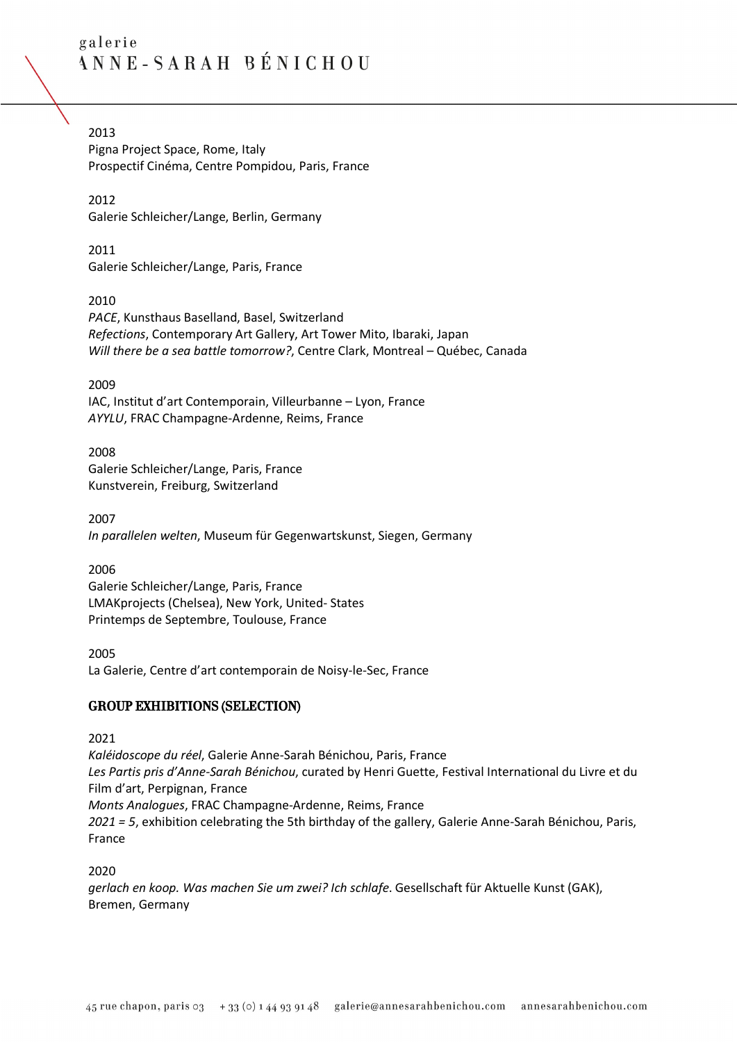2013
Pigna Project Space, Rome, Italy
Prospectif Cinéma, Centre Pompidou, Paris, France

2012
Galerie Schleicher/Lange, Berlin, Germany

2011
Galerie Schleicher/Lange, Paris, France

2010
*PACE*, Kunsthaus Baselland, Basel, Switzerland
*Refections*, Contemporary Art Gallery, Art Tower Mito, Ibaraki, Japan
*Will there be a sea battle tomorrow?*, Centre Clark, Montreal – Québec, Canada

2009
IAC, Institut d'art Contemporain, Villeurbanne – Lyon, France
*AYYLU*, FRAC Champagne-Ardenne, Reims, France

2008
Galerie Schleicher/Lange, Paris, France
Kunstverein, Freiburg, Switzerland

2007
*In parallelen welten*, Museum für Gegenwartskunst, Siegen, Germany

2006
Galerie Schleicher/Lange, Paris, France
LMAKprojects (Chelsea), New York, United- States
Printemps de Septembre, Toulouse, France

2005
La Galerie, Centre d'art contemporain de Noisy-le-Sec, France

## GROUP EXHIBITIONS (SELECTION)

2021
*Kaléidoscope du réel*, Galerie Anne-Sarah Bénichou, Paris, France
*Les Partis pris d'Anne-Sarah Bénichou*, curated by Henri Guette, Festival International du Livre et du Film d'art, Perpignan, France
*Monts Analogues*, FRAC Champagne-Ardenne, Reims, France
*2021 = 5*, exhibition celebrating the 5th birthday of the gallery, Galerie Anne-Sarah Bénichou, Paris, France

2020
*gerlach en koop. Was machen Sie um zwei? Ich schlafe*. Gesellschaft für Aktuelle Kunst (GAK), Bremen, Germany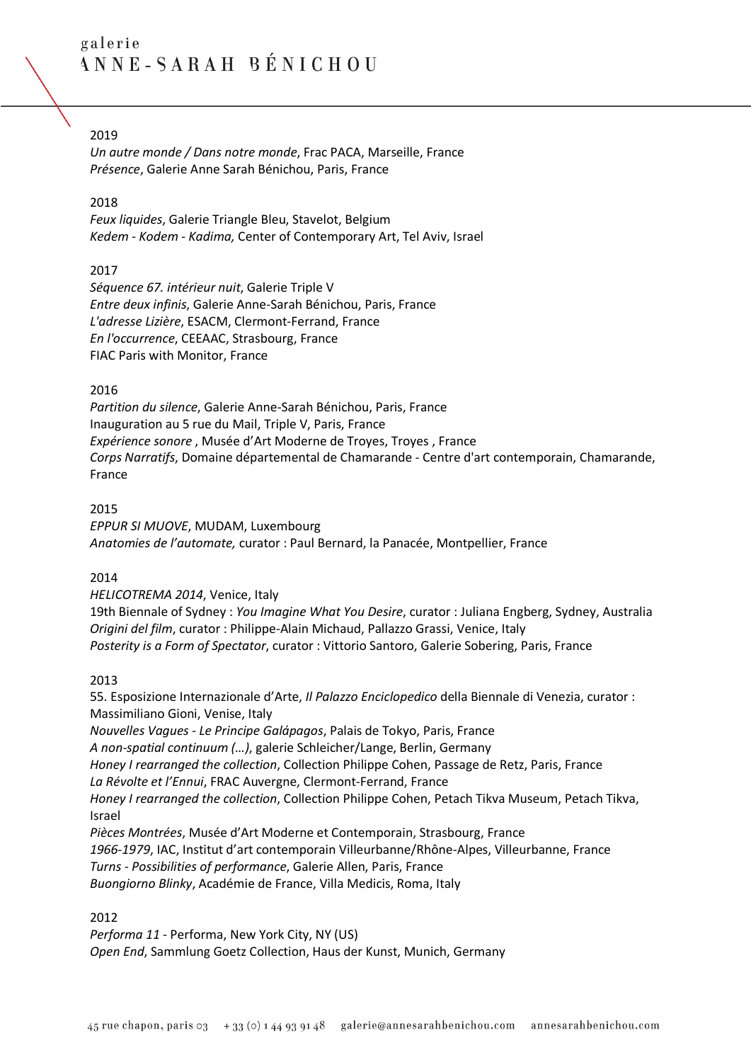2019

*Un autre monde / Dans notre monde*, Frac PACA, Marseille, France
*Présence*, Galerie Anne Sarah Bénichou, Paris, France

2018

*Feux liquides*, Galerie Triangle Bleu, Stavelot, Belgium
*Kedem - Kodem - Kadima,* Center of Contemporary Art, Tel Aviv, Israel

2017

*Séquence 67. intérieur nuit*, Galerie Triple V
*Entre deux infinis*, Galerie Anne-Sarah Bénichou, Paris, France
*L'adresse Lizière*, ESACM, Clermont-Ferrand, France
*En l'occurrence*, CEEAAC, Strasbourg, France
FIAC Paris with Monitor, France

2016

*Partition du silence*, Galerie Anne-Sarah Bénichou, Paris, France
Inauguration au 5 rue du Mail, Triple V, Paris, France
*Expérience sonore* , Musée d'Art Moderne de Troyes, Troyes , France
*Corps Narratifs*, Domaine départemental de Chamarande - Centre d'art contemporain, Chamarande, France

2015

*EPPUR SI MUOVE*, MUDAM, Luxembourg
*Anatomies de l'automate,* curator : Paul Bernard, la Panacée, Montpellier, France

2014

*HELICOTREMA 2014*, Venice, Italy
19th Biennale of Sydney : *You Imagine What You Desire*, curator : Juliana Engberg, Sydney, Australia
*Origini del film*, curator : Philippe-Alain Michaud, Pallazzo Grassi, Venice, Italy
*Posterity is a Form of Spectator*, curator : Vittorio Santoro, Galerie Sobering, Paris, France

2013

55. Esposizione Internazionale d'Arte, *Il Palazzo Enciclopedico* della Biennale di Venezia, curator : Massimiliano Gioni, Venise, Italy
*Nouvelles Vagues - Le Principe Galápagos*, Palais de Tokyo, Paris, France
*A non-spatial continuum (…)*, galerie Schleicher/Lange, Berlin, Germany
*Honey I rearranged the collection*, Collection Philippe Cohen, Passage de Retz, Paris, France
*La Révolte et l'Ennui*, FRAC Auvergne, Clermont-Ferrand, France
*Honey I rearranged the collection*, Collection Philippe Cohen, Petach Tikva Museum, Petach Tikva, Israel
*Pièces Montrées*, Musée d'Art Moderne et Contemporain, Strasbourg, France
*1966-1979*, IAC, Institut d'art contemporain Villeurbanne/Rhône-Alpes, Villeurbanne, France
*Turns - Possibilities of performance*, Galerie Allen, Paris, France
*Buongiorno Blinky*, Académie de France, Villa Medicis, Roma, Italy

2012

*Performa 11* - Performa, New York City, NY (US)
*Open End*, Sammlung Goetz Collection, Haus der Kunst, Munich, Germany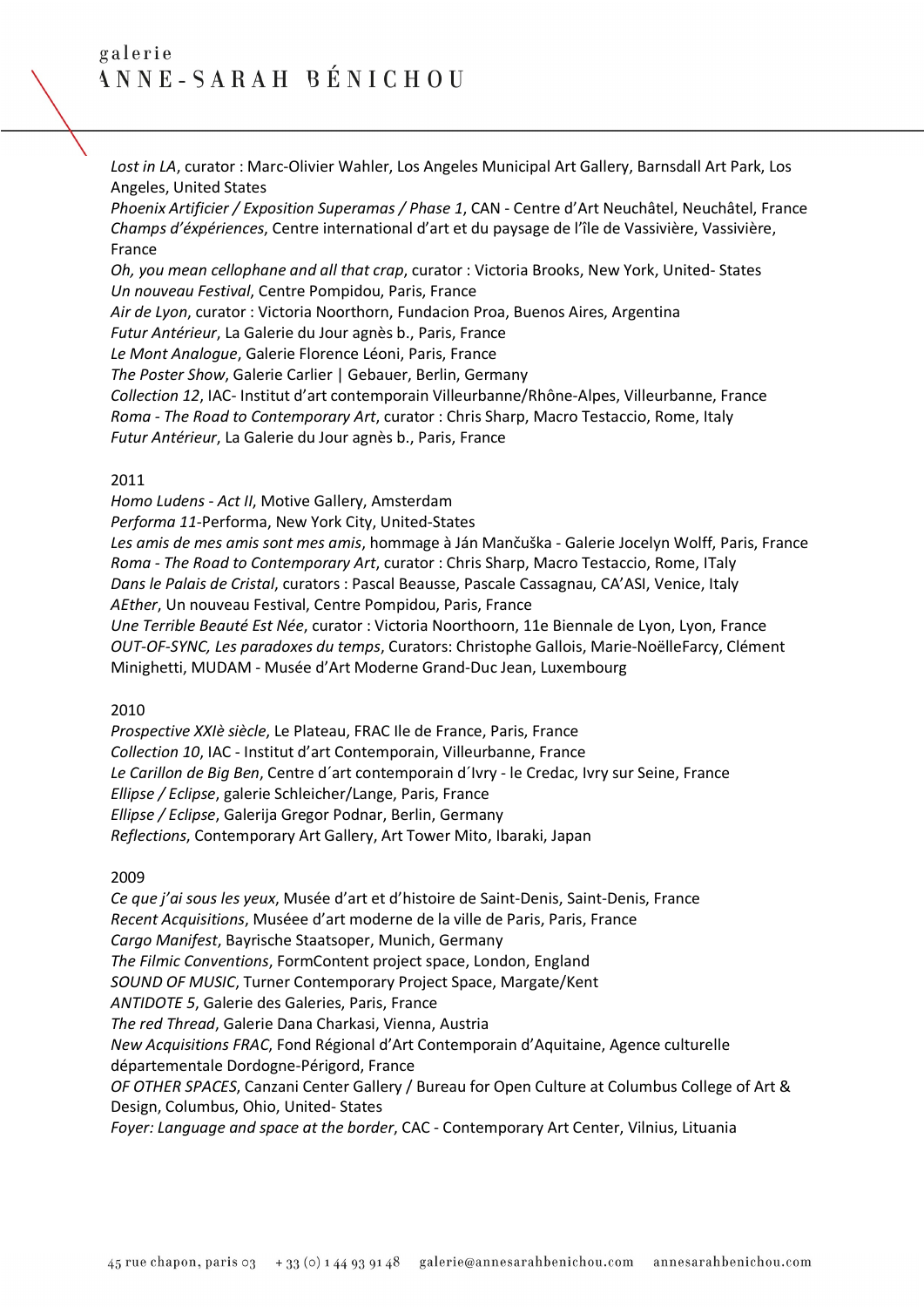*Lost in LA*, curator : Marc-Olivier Wahler, Los Angeles Municipal Art Gallery, Barnsdall Art Park, Los Angeles, United States
*Phoenix Artificier / Exposition Superamas / Phase 1*, CAN - Centre d'Art Neuchâtel, Neuchâtel, France
*Champs d'éxpériences*, Centre international d'art et du paysage de l'île de Vassivière, Vassivière, France
*Oh, you mean cellophane and all that crap*, curator : Victoria Brooks, New York, United- States
*Un nouveau Festival*, Centre Pompidou, Paris, France
*Air de Lyon*, curator : Victoria Noorthorn, Fundacion Proa, Buenos Aires, Argentina
*Futur Antérieur*, La Galerie du Jour agnès b., Paris, France
*Le Mont Analogue*, Galerie Florence Léoni, Paris, France
*The Poster Show*, Galerie Carlier | Gebauer, Berlin, Germany
*Collection 12*, IAC- Institut d'art contemporain Villeurbanne/Rhône-Alpes, Villeurbanne, France
*Roma - The Road to Contemporary Art*, curator : Chris Sharp, Macro Testaccio, Rome, Italy
*Futur Antérieur*, La Galerie du Jour agnès b., Paris, France

2011
*Homo Ludens - Act II*, Motive Gallery, Amsterdam
*Performa 11*-Performa, New York City, United-States
*Les amis de mes amis sont mes amis*, hommage à Ján Mančuška - Galerie Jocelyn Wolff, Paris, France
*Roma - The Road to Contemporary Art*, curator : Chris Sharp, Macro Testaccio, Rome, ITaly
*Dans le Palais de Cristal*, curators : Pascal Beausse, Pascale Cassagnau, CA'ASI, Venice, Italy
*AEther*, Un nouveau Festival, Centre Pompidou, Paris, France
*Une Terrible Beauté Est Née*, curator : Victoria Noorthoorn, 11e Biennale de Lyon, Lyon, France
*OUT-OF-SYNC, Les paradoxes du temps*, Curators: Christophe Gallois, Marie-NoëlleFarcy, Clément Minighetti, MUDAM - Musée d'Art Moderne Grand-Duc Jean, Luxembourg

2010
*Prospective XXIè siècle*, Le Plateau, FRAC Ile de France, Paris, France
*Collection 10*, IAC - Institut d'art Contemporain, Villeurbanne, France
*Le Carillon de Big Ben*, Centre d´art contemporain d´Ivry - le Credac, Ivry sur Seine, France
*Ellipse / Eclipse*, galerie Schleicher/Lange, Paris, France
*Ellipse / Eclipse*, Galerija Gregor Podnar, Berlin, Germany
*Reflections*, Contemporary Art Gallery, Art Tower Mito, Ibaraki, Japan

2009
*Ce que j'ai sous les yeux*, Musée d'art et d'histoire de Saint-Denis, Saint-Denis, France
*Recent Acquisitions*, Muséee d'art moderne de la ville de Paris, Paris, France
*Cargo Manifest*, Bayrische Staatsoper, Munich, Germany
*The Filmic Conventions*, FormContent project space, London, England
*SOUND OF MUSIC*, Turner Contemporary Project Space, Margate/Kent
*ANTIDOTE 5*, Galerie des Galeries, Paris, France
*The red Thread*, Galerie Dana Charkasi, Vienna, Austria
*New Acquisitions FRAC*, Fond Régional d'Art Contemporain d'Aquitaine, Agence culturelle départementale Dordogne-Périgord, France
*OF OTHER SPACES*, Canzani Center Gallery / Bureau for Open Culture at Columbus College of Art & Design, Columbus, Ohio, United- States
*Foyer: Language and space at the border*, CAC - Contemporary Art Center, Vilnius, Lituania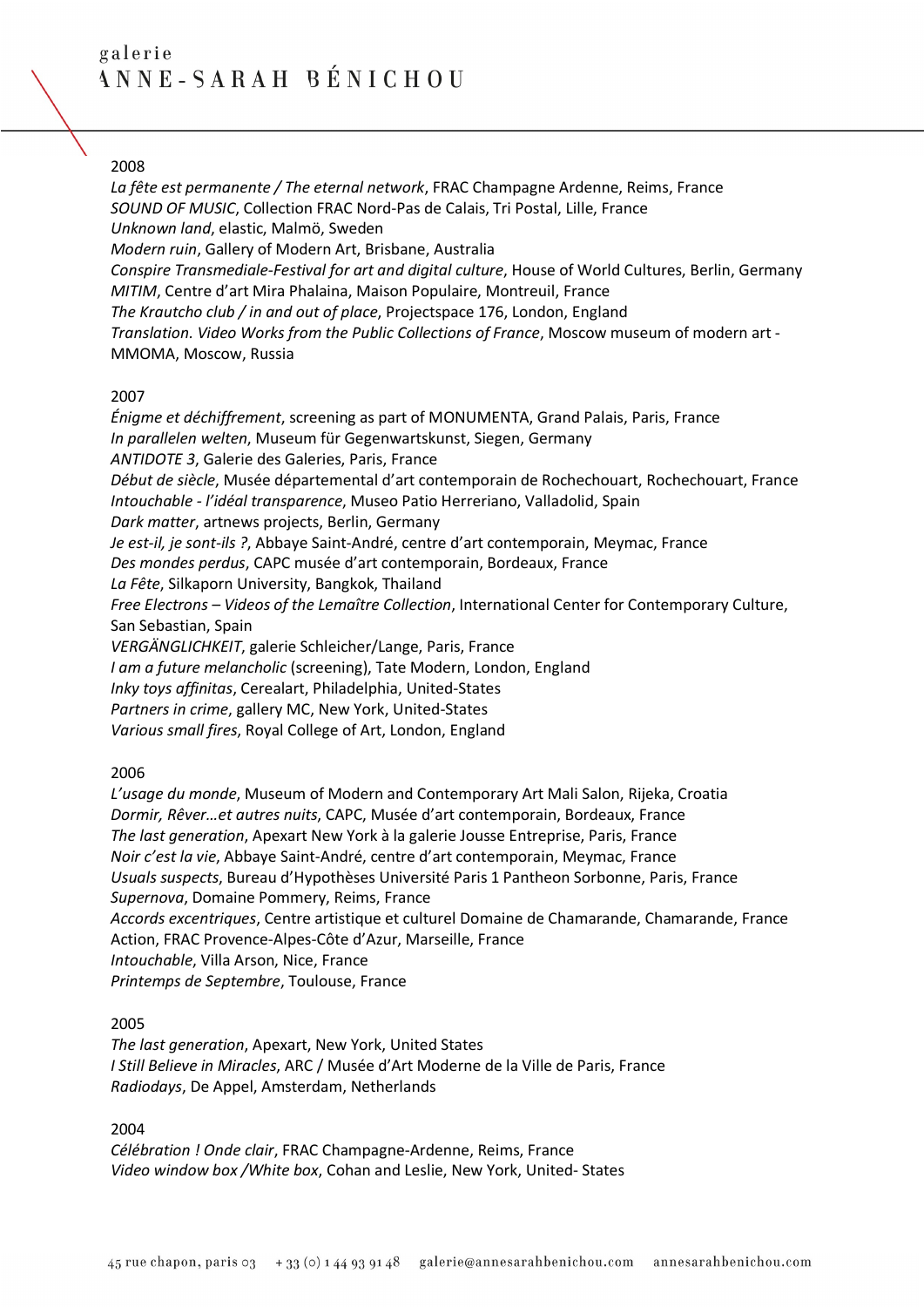2008

*La fête est permanente / The eternal network*, FRAC Champagne Ardenne, Reims, France
*SOUND OF MUSIC*, Collection FRAC Nord-Pas de Calais, Tri Postal, Lille, France
*Unknown land*, elastic, Malmö, Sweden
*Modern ruin*, Gallery of Modern Art, Brisbane, Australia
*Conspire Transmediale-Festival for art and digital culture*, House of World Cultures, Berlin, Germany
*MITIM*, Centre d'art Mira Phalaina, Maison Populaire, Montreuil, France
*The Krautcho club / in and out of place*, Projectspace 176, London, England
*Translation. Video Works from the Public Collections of France*, Moscow museum of modern art - MMOMA, Moscow, Russia

2007

*Énigme et déchiffrement*, screening as part of MONUMENTA, Grand Palais, Paris, France
*In parallelen welten*, Museum für Gegenwartskunst, Siegen, Germany
*ANTIDOTE 3*, Galerie des Galeries, Paris, France
*Début de siècle*, Musée départemental d'art contemporain de Rochechouart, Rochechouart, France
*Intouchable - l'idéal transparence*, Museo Patio Herreriano, Valladolid, Spain
*Dark matter*, artnews projects, Berlin, Germany
*Je est-il, je sont-ils ?*, Abbaye Saint-André, centre d'art contemporain, Meymac, France
*Des mondes perdus*, CAPC musée d'art contemporain, Bordeaux, France
*La Fête*, Silkaporn University, Bangkok, Thailand
*Free Electrons – Videos of the Lemaître Collection*, International Center for Contemporary Culture, San Sebastian, Spain
*VERGÄNGLICHKEIT*, galerie Schleicher/Lange, Paris, France
*I am a future melancholic* (screening), Tate Modern, London, England
*Inky toys affinitas*, Cerealart, Philadelphia, United-States
*Partners in crime*, gallery MC, New York, United-States
*Various small fires*, Royal College of Art, London, England

2006

*L'usage du monde*, Museum of Modern and Contemporary Art Mali Salon, Rijeka, Croatia
*Dormir, Rêver…et autres nuits*, CAPC, Musée d'art contemporain, Bordeaux, France
*The last generation*, Apexart New York à la galerie Jousse Entreprise, Paris, France
*Noir c'est la vie*, Abbaye Saint-André, centre d'art contemporain, Meymac, France
*Usuals suspects*, Bureau d'Hypothèses Université Paris 1 Pantheon Sorbonne, Paris, France
*Supernova*, Domaine Pommery, Reims, France
*Accords excentriques*, Centre artistique et culturel Domaine de Chamarande, Chamarande, France
Action, FRAC Provence-Alpes-Côte d'Azur, Marseille, France
*Intouchable*, Villa Arson, Nice, France
*Printemps de Septembre*, Toulouse, France

2005

*The last generation*, Apexart, New York, United States
*I Still Believe in Miracles*, ARC / Musée d'Art Moderne de la Ville de Paris, France
*Radiodays*, De Appel, Amsterdam, Netherlands

2004

*Célébration ! Onde clair*, FRAC Champagne-Ardenne, Reims, France
*Video window box /White box*, Cohan and Leslie, New York, United- States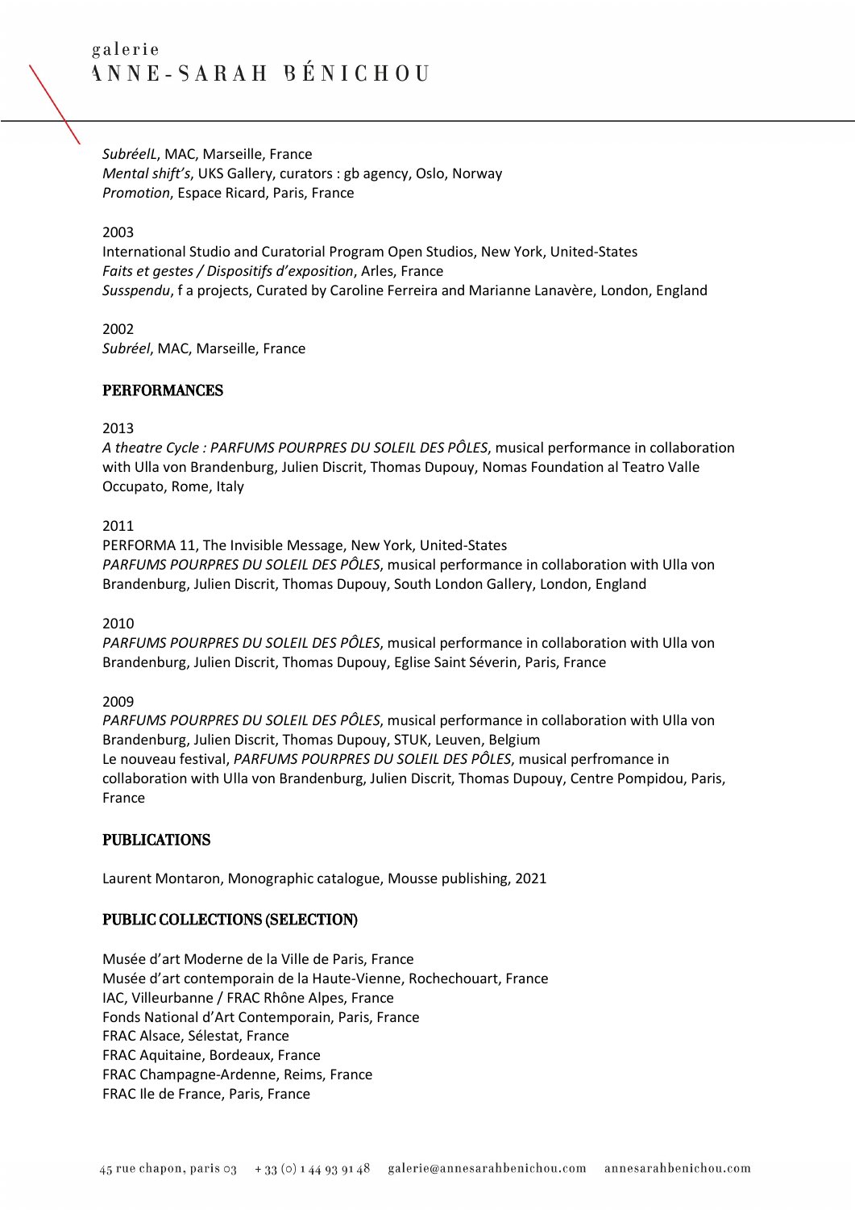*SubréelL*, MAC, Marseille, France
*Mental shift's*, UKS Gallery, curators : gb agency, Oslo, Norway
*Promotion*, Espace Ricard, Paris, France

2003
International Studio and Curatorial Program Open Studios, New York, United-States
*Faits et gestes / Dispositifs d'exposition*, Arles, France
*Susspendu*, f a projects, Curated by Caroline Ferreira and Marianne Lanavère, London, England

2002
*Subréel*, MAC, Marseille, France

## PERFORMANCES

2013
*A theatre Cycle : PARFUMS POURPRES DU SOLEIL DES PÔLES*, musical performance in collaboration with Ulla von Brandenburg, Julien Discrit, Thomas Dupouy, Nomas Foundation al Teatro Valle Occupato, Rome, Italy

2011
PERFORMA 11, The Invisible Message, New York, United-States
*PARFUMS POURPRES DU SOLEIL DES PÔLES*, musical performance in collaboration with Ulla von Brandenburg, Julien Discrit, Thomas Dupouy, South London Gallery, London, England

2010
*PARFUMS POURPRES DU SOLEIL DES PÔLES*, musical performance in collaboration with Ulla von Brandenburg, Julien Discrit, Thomas Dupouy, Eglise Saint Séverin, Paris, France

2009
*PARFUMS POURPRES DU SOLEIL DES PÔLES*, musical performance in collaboration with Ulla von Brandenburg, Julien Discrit, Thomas Dupouy, STUK, Leuven, Belgium
Le nouveau festival, *PARFUMS POURPRES DU SOLEIL DES PÔLES*, musical perfromance in collaboration with Ulla von Brandenburg, Julien Discrit, Thomas Dupouy, Centre Pompidou, Paris, France

## PUBLICATIONS

Laurent Montaron, Monographic catalogue, Mousse publishing, 2021

## PUBLIC COLLECTIONS (SELECTION)

Musée d'art Moderne de la Ville de Paris, France
Musée d'art contemporain de la Haute-Vienne, Rochechouart, France
IAC, Villeurbanne / FRAC Rhône Alpes, France
Fonds National d'Art Contemporain, Paris, France
FRAC Alsace, Sélestat, France
FRAC Aquitaine, Bordeaux, France
FRAC Champagne-Ardenne, Reims, France
FRAC Ile de France, Paris, France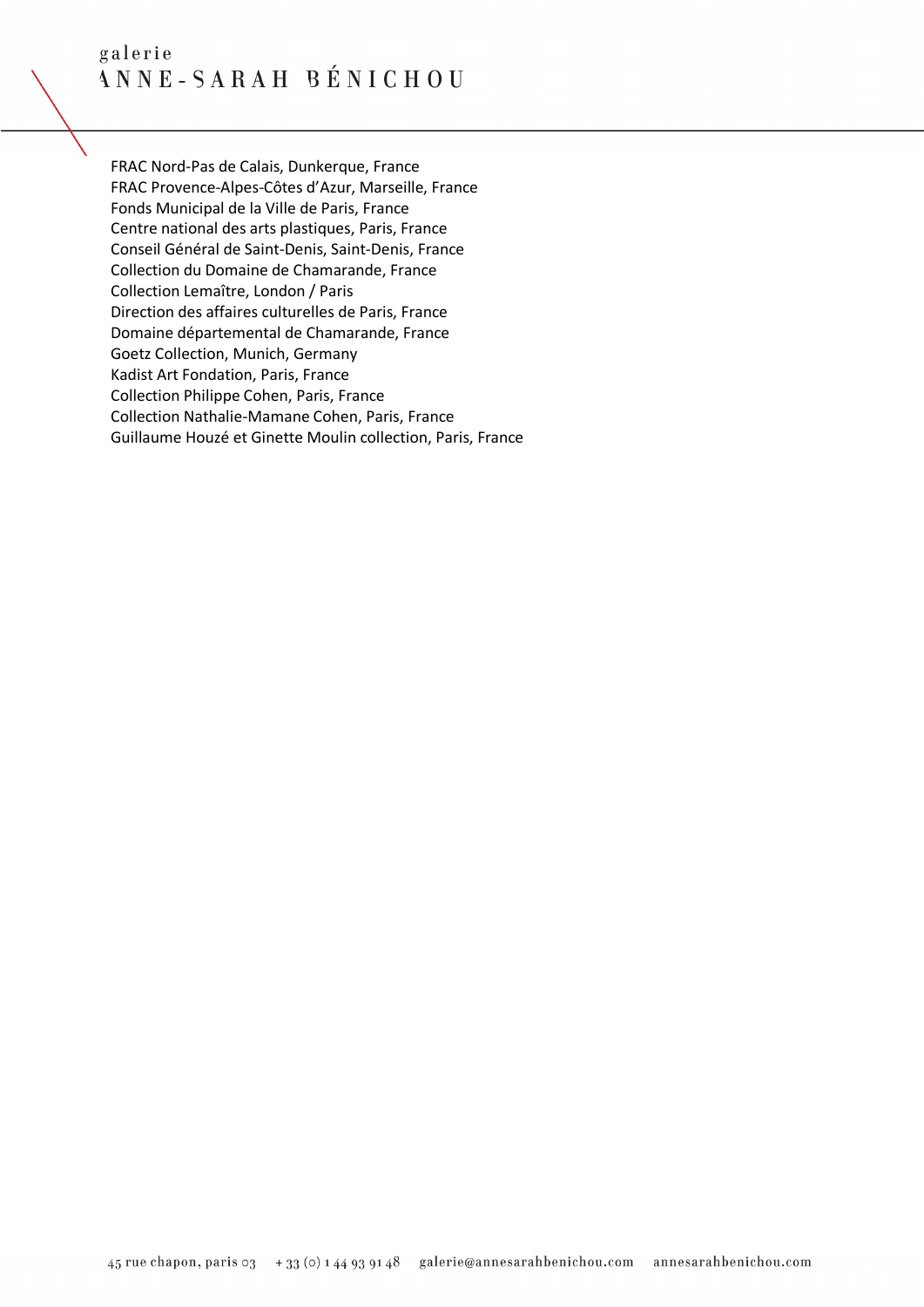FRAC Nord-Pas de Calais, Dunkerque, France
FRAC Provence-Alpes-Côtes d'Azur, Marseille, France
Fonds Municipal de la Ville de Paris, France
Centre national des arts plastiques, Paris, France
Conseil Général de Saint-Denis, Saint-Denis, France
Collection du Domaine de Chamarande, France
Collection Lemaître, London / Paris
Direction des affaires culturelles de Paris, France
Domaine départemental de Chamarande, France
Goetz Collection, Munich, Germany
Kadist Art Fondation, Paris, France
Collection Philippe Cohen, Paris, France
Collection Nathalie-Mamane Cohen, Paris, France
Guillaume Houzé et Ginette Moulin collection, Paris, France